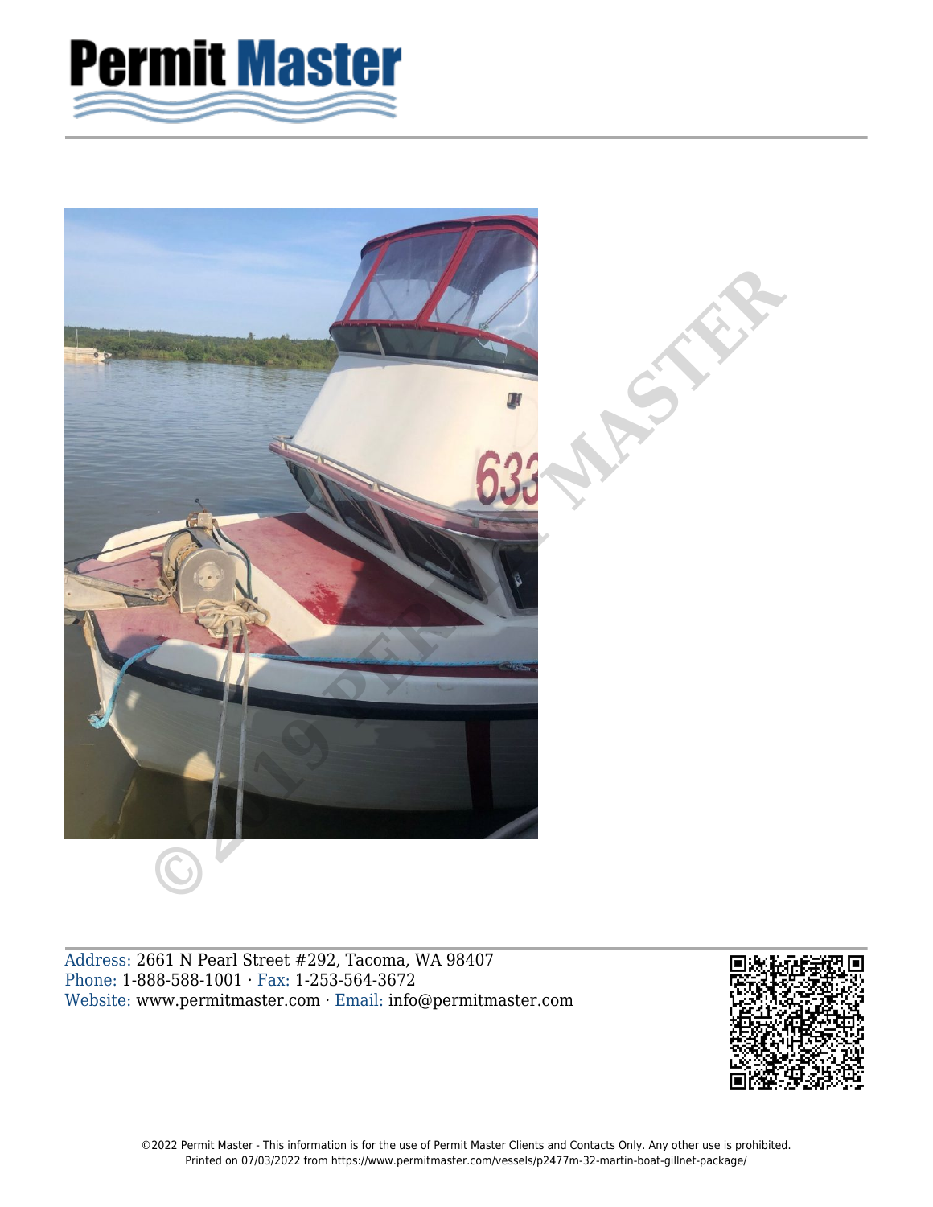# Permit Master

Address: 2661 N Pearl Street #292, Tacoma, WA 98407
Phone: 1-888-588-1001 · Fax: 1-253-564-3672
Website: www.permitmaster.com · Email: info@permitmaster.com

©2022 Permit Master - This information is for the use of Permit Master Clients and Contacts Only. Any other use is prohibited.
Printed on 07/03/2022 from https://www.permitmaster.com/vessels/p2477m-32-martin-boat-gillnet-package/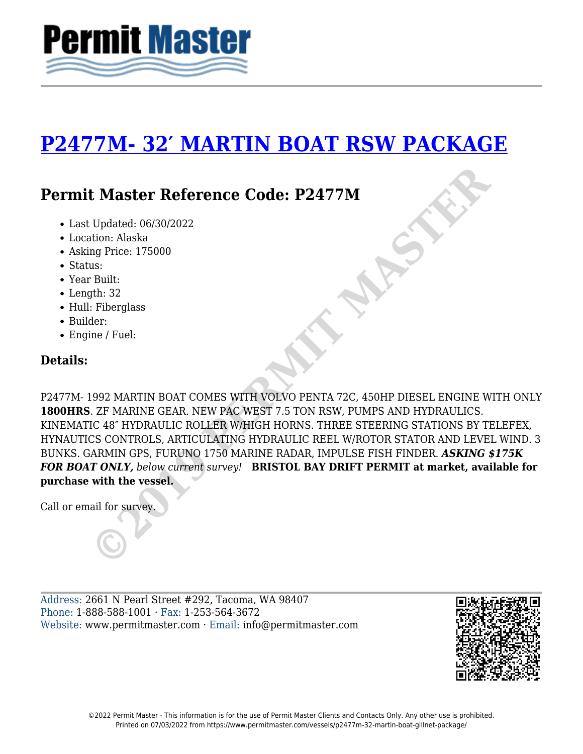# [P2477M- 32′ MARTIN BOAT RSW PACKAGE](https://www.permitmaster.com/vessels/p2477m-32-martin-boat-gillnet-package/)

## Permit Master Reference Code: P2477M

- Last Updated: 06/30/2022
- Location: Alaska
- Asking Price: 175000
- Status:
- Year Built:
- Length: 32
- Hull: Fiberglass
- Builder:
- Engine / Fuel:

### Details:

P2477M- 1992 MARTIN BOAT COMES WITH VOLVO PENTA 72C, 450HP DIESEL ENGINE WITH ONLY **1800HRS**. ZF MARINE GEAR. NEW PAC WEST 7.5 TON RSW, PUMPS AND HYDRAULICS. KINEMATIC 48″ HYDRAULIC ROLLER W/HIGH HORNS. THREE STEERING STATIONS BY TELEFEX, HYNAUTICS CONTROLS, ARTICULATING HYDRAULIC REEL W/ROTOR STATOR AND LEVEL WIND. 3 BUNKS. GARMIN GPS, FURUNO 1750 MARINE RADAR, IMPULSE FISH FINDER. ***ASKING $175K FOR BOAT ONLY,*** *below current survey!* **BRISTOL BAY DRIFT PERMIT at market, available for purchase with the vessel.**

Call or email for survey.

Address: 2661 N Pearl Street #292, Tacoma, WA 98407
Phone: 1-888-588-1001 · Fax: 1-253-564-3672
Website: www.permitmaster.com · Email: info@permitmaster.com

©2022 Permit Master - This information is for the use of Permit Master Clients and Contacts Only. Any other use is prohibited.
Printed on 07/03/2022 from https://www.permitmaster.com/vessels/p2477m-32-martin-boat-gillnet-package/